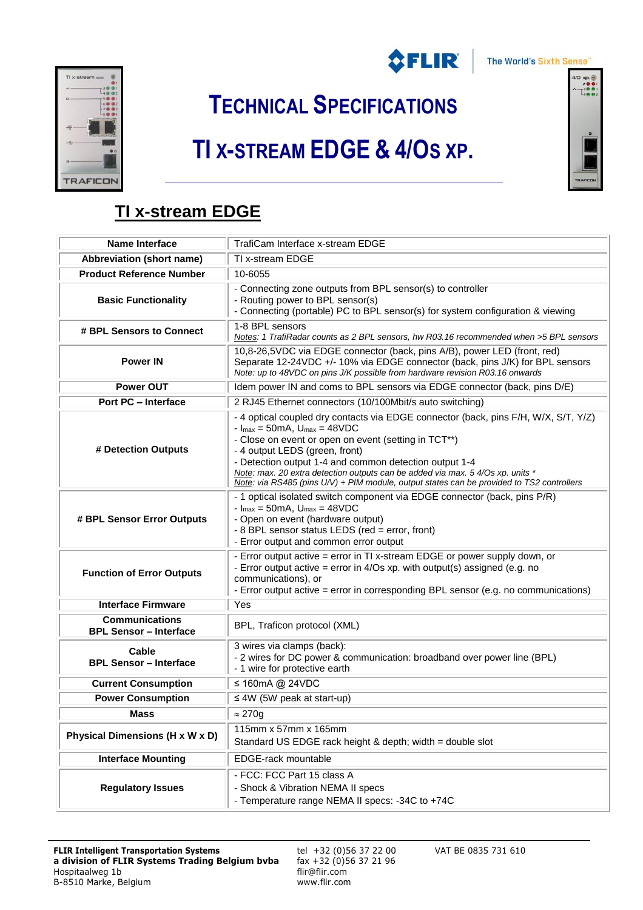# TECHNICAL SPECIFICATIONS

# TI X-STREAM EDGE & 4/OS XP.

## TI x-stream EDGE

| Name Interface | TrafiCam Interface x-stream EDGE |
|---|---|
| Abbreviation (short name) | TI x-stream EDGE |
| Product Reference Number | 10-6055 |
| Basic Functionality | - Connecting zone outputs from BPL sensor(s) to controller<br>- Routing power to BPL sensor(s)<br>- Connecting (portable) PC to BPL sensor(s) for system configuration & viewing |
| # BPL Sensors to Connect | 1-8 BPL sensors<br>*Notes: 1 TrafiRadar counts as 2 BPL sensors, hw R03.16 recommended when >5 BPL sensors* |
| Power IN | 10,8-26,5VDC via EDGE connector (back, pins A/B), power LED (front, red)<br>Separate 12-24VDC +/- 10% via EDGE connector (back, pins J/K) for BPL sensors<br>*Note: up to 48VDC on pins J/K possible from hardware revision R03.16 onwards* |
| Power OUT | Idem power IN and coms to BPL sensors via EDGE connector (back, pins D/E) |
| Port PC – Interface | 2 RJ45 Ethernet connectors (10/100Mbit/s auto switching) |
| # Detection Outputs | - 4 optical coupled dry contacts via EDGE connector (back, pins F/H, W/X, S/T, Y/Z)<br>- $I_{max}$ = 50mA, $U_{max}$ = 48VDC<br>- Close on event or open on event (setting in TCT**)<br>- 4 output LEDS (green, front)<br>- Detection output 1-4 and common detection output 1-4<br>*Note: max. 20 extra detection outputs can be added via max. 5 4/Os xp. units **<br>*Note: via RS485 (pins U/V) + PIM module, output states can be provided to TS2 controllers* |
| # BPL Sensor Error Outputs | - 1 optical isolated switch component via EDGE connector (back, pins P/R)<br>- $I_{max}$ = 50mA, $U_{max}$ = 48VDC<br>- Open on event (hardware output)<br>- 8 BPL sensor status LEDS (red = error, front)<br>- Error output and common error output |
| Function of Error Outputs | - Error output active = error in TI x-stream EDGE or power supply down, or<br>- Error output active = error in 4/Os xp. with output(s) assigned (e.g. no communications), or<br>- Error output active = error in corresponding BPL sensor (e.g. no communications) |
| Interface Firmware | Yes |
| Communications BPL Sensor – Interface | BPL, Traficon protocol (XML) |
| Cable BPL Sensor – Interface | 3 wires via clamps (back):<br>- 2 wires for DC power & communication: broadband over power line (BPL)<br>- 1 wire for protective earth |
| Current Consumption | ≤ 160mA @ 24VDC |
| Power Consumption | ≤ 4W (5W peak at start-up) |
| Mass | ≈ 270g |
| Physical Dimensions (H x W x D) | 115mm x 57mm x 165mm<br>Standard US EDGE rack height & depth; width = double slot |
| Interface Mounting | EDGE-rack mountable |
| Regulatory Issues | - FCC: FCC Part 15 class A<br>- Shock & Vibration NEMA II specs<br>- Temperature range NEMA II specs: -34C to +74C |

**FLIR Intelligent Transportation Systems**
**a division of FLIR Systems Trading Belgium bvba**
Hospitaalweg 1b
B-8510 Marke, Belgium

tel +32 (0)56 37 22 00
fax +32 (0)56 37 21 96
flir@flir.com
www.flir.com

VAT BE 0835 731 610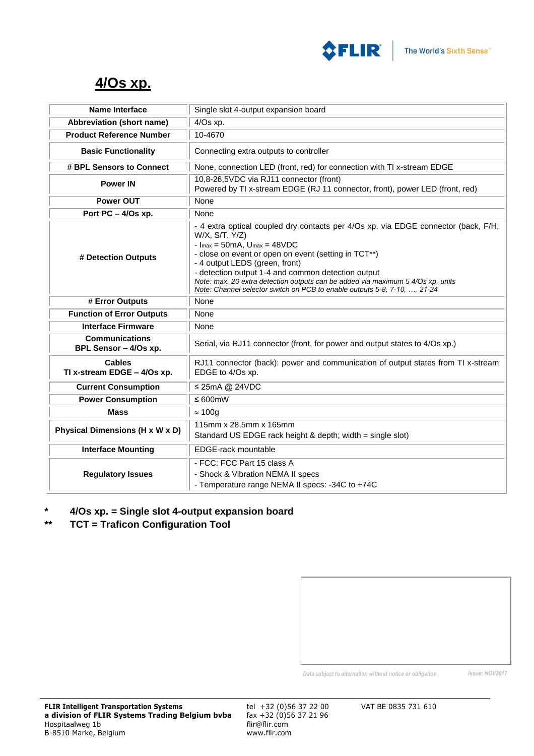# 4/Os xp.

| | |
|---|---|
| **Name Interface** | Single slot 4-output expansion board |
| **Abbreviation (short name)** | 4/Os xp. |
| **Product Reference Number** | 10-4670 |
| **Basic Functionality** | Connecting extra outputs to controller |
| **# BPL Sensors to Connect** | None, connection LED (front, red) for connection with TI x-stream EDGE |
| **Power IN** | 10,8-26,5VDC via RJ11 connector (front)<br>Powered by TI x-stream EDGE (RJ 11 connector, front), power LED (front, red) |
| **Power OUT** | None |
| **Port PC – 4/Os xp.** | None |
| **# Detection Outputs** | - 4 extra optical coupled dry contacts per 4/Os xp. via EDGE connector (back, F/H, W/X, S/T, Y/Z)<br>- $I_{max}$ = 50mA, $U_{max}$ = 48VDC<br>- close on event or open on event (setting in TCT**)<br>- 4 output LEDS (green, front)<br>- detection output 1-4 and common detection output<br>*Note: max. 20 extra detection outputs can be added via maximum 5 4/Os xp. units*<br>*Note: Channel selector switch on PCB to enable outputs 5-8, 7-10, …, 21-24* |
| **# Error Outputs** | None |
| **Function of Error Outputs** | None |
| **Interface Firmware** | None |
| **Communications BPL Sensor – 4/Os xp.** | Serial, via RJ11 connector (front, for power and output states to 4/Os xp.) |
| **Cables TI x-stream EDGE – 4/Os xp.** | RJ11 connector (back): power and communication of output states from TI x-stream EDGE to 4/Os xp. |
| **Current Consumption** | ≤ 25mA @ 24VDC |
| **Power Consumption** | ≤ 600mW |
| **Mass** | ≈ 100g |
| **Physical Dimensions (H x W x D)** | 115mm x 28,5mm x 165mm<br>Standard US EDGE rack height & depth; width = single slot) |
| **Interface Mounting** | EDGE-rack mountable |
| **Regulatory Issues** | - FCC: FCC Part 15 class A<br>- Shock & Vibration NEMA II specs<br>- Temperature range NEMA II specs: -34C to +74C |

**\*** **4/Os xp. = Single slot 4-output expansion board**

**\*\*** **TCT = Traficon Configuration Tool**

*Data subject to alternation without notice or obligation* *Issue: NOV2017*

**FLIR Intelligent Transportation Systems**
**a division of FLIR Systems Trading Belgium bvba**
Hospitaalweg 1b
B-8510 Marke, Belgium

tel +32 (0)56 37 22 00
fax +32 (0)56 37 21 96
flir@flir.com
www.flir.com

VAT BE 0835 731 610